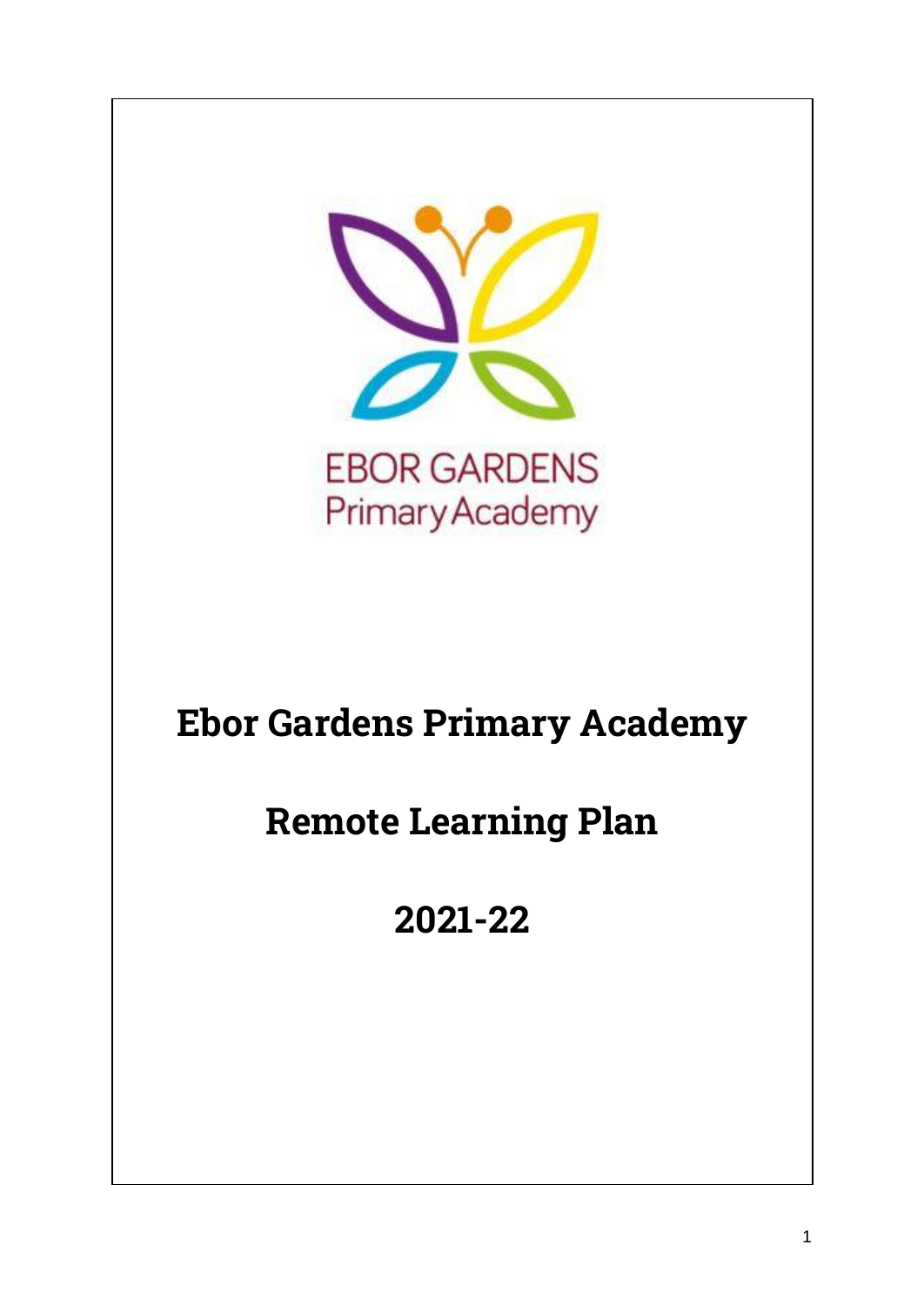EBOR GARDENS
Primary Academy

# Ebor Gardens Primary Academy

# Remote Learning Plan

# 2021-22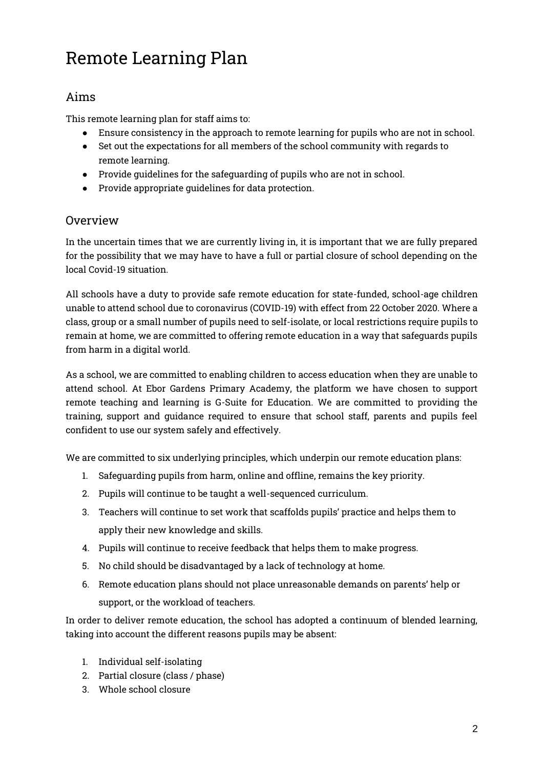# Remote Learning Plan

## Aims

This remote learning plan for staff aims to:

- Ensure consistency in the approach to remote learning for pupils who are not in school.
- Set out the expectations for all members of the school community with regards to remote learning.
- Provide guidelines for the safeguarding of pupils who are not in school.
- Provide appropriate guidelines for data protection.

## Overview

In the uncertain times that we are currently living in, it is important that we are fully prepared for the possibility that we may have to have a full or partial closure of school depending on the local Covid-19 situation.

All schools have a duty to provide safe remote education for state-funded, school-age children unable to attend school due to coronavirus (COVID-19) with effect from 22 October 2020. Where a class, group or a small number of pupils need to self-isolate, or local restrictions require pupils to remain at home, we are committed to offering remote education in a way that safeguards pupils from harm in a digital world.

As a school, we are committed to enabling children to access education when they are unable to attend school. At Ebor Gardens Primary Academy, the platform we have chosen to support remote teaching and learning is G-Suite for Education. We are committed to providing the training, support and guidance required to ensure that school staff, parents and pupils feel confident to use our system safely and effectively.

We are committed to six underlying principles, which underpin our remote education plans:

1. Safeguarding pupils from harm, online and offline, remains the key priority.
2. Pupils will continue to be taught a well-sequenced curriculum.
3. Teachers will continue to set work that scaffolds pupils' practice and helps them to apply their new knowledge and skills.
4. Pupils will continue to receive feedback that helps them to make progress.
5. No child should be disadvantaged by a lack of technology at home.
6. Remote education plans should not place unreasonable demands on parents' help or support, or the workload of teachers.

In order to deliver remote education, the school has adopted a continuum of blended learning, taking into account the different reasons pupils may be absent:

1. Individual self-isolating
2. Partial closure (class / phase)
3. Whole school closure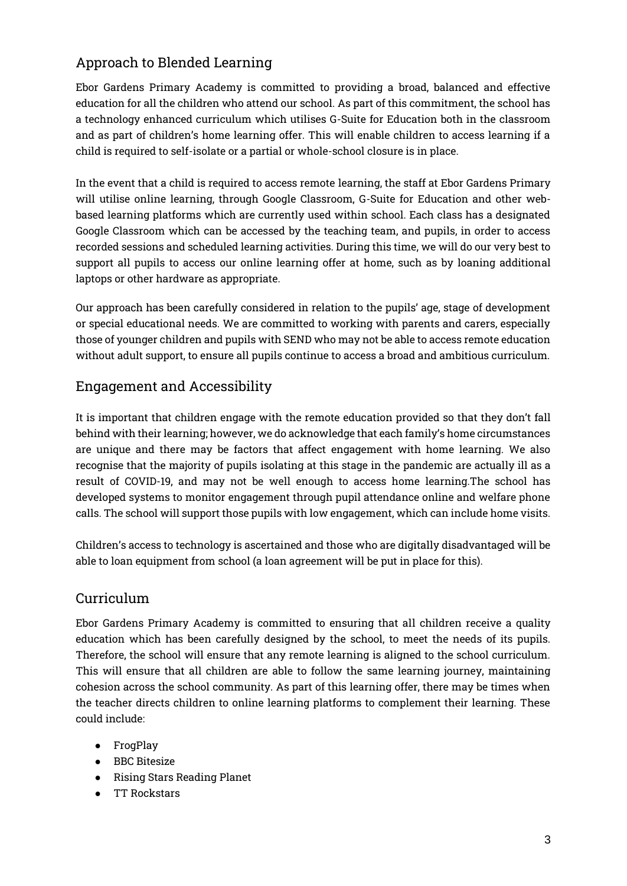## Approach to Blended Learning

Ebor Gardens Primary Academy is committed to providing a broad, balanced and effective education for all the children who attend our school. As part of this commitment, the school has a technology enhanced curriculum which utilises G-Suite for Education both in the classroom and as part of children's home learning offer. This will enable children to access learning if a child is required to self-isolate or a partial or whole-school closure is in place.

In the event that a child is required to access remote learning, the staff at Ebor Gardens Primary will utilise online learning, through Google Classroom, G-Suite for Education and other web-based learning platforms which are currently used within school. Each class has a designated Google Classroom which can be accessed by the teaching team, and pupils, in order to access recorded sessions and scheduled learning activities. During this time, we will do our very best to support all pupils to access our online learning offer at home, such as by loaning additional laptops or other hardware as appropriate.

Our approach has been carefully considered in relation to the pupils' age, stage of development or special educational needs. We are committed to working with parents and carers, especially those of younger children and pupils with SEND who may not be able to access remote education without adult support, to ensure all pupils continue to access a broad and ambitious curriculum.

## Engagement and Accessibility

It is important that children engage with the remote education provided so that they don't fall behind with their learning; however, we do acknowledge that each family's home circumstances are unique and there may be factors that affect engagement with home learning. We also recognise that the majority of pupils isolating at this stage in the pandemic are actually ill as a result of COVID-19, and may not be well enough to access home learning.The school has developed systems to monitor engagement through pupil attendance online and welfare phone calls. The school will support those pupils with low engagement, which can include home visits.

Children's access to technology is ascertained and those who are digitally disadvantaged will be able to loan equipment from school (a loan agreement will be put in place for this).

## Curriculum

Ebor Gardens Primary Academy is committed to ensuring that all children receive a quality education which has been carefully designed by the school, to meet the needs of its pupils. Therefore, the school will ensure that any remote learning is aligned to the school curriculum. This will ensure that all children are able to follow the same learning journey, maintaining cohesion across the school community. As part of this learning offer, there may be times when the teacher directs children to online learning platforms to complement their learning. These could include:

- FrogPlay
- BBC Bitesize
- Rising Stars Reading Planet
- TT Rockstars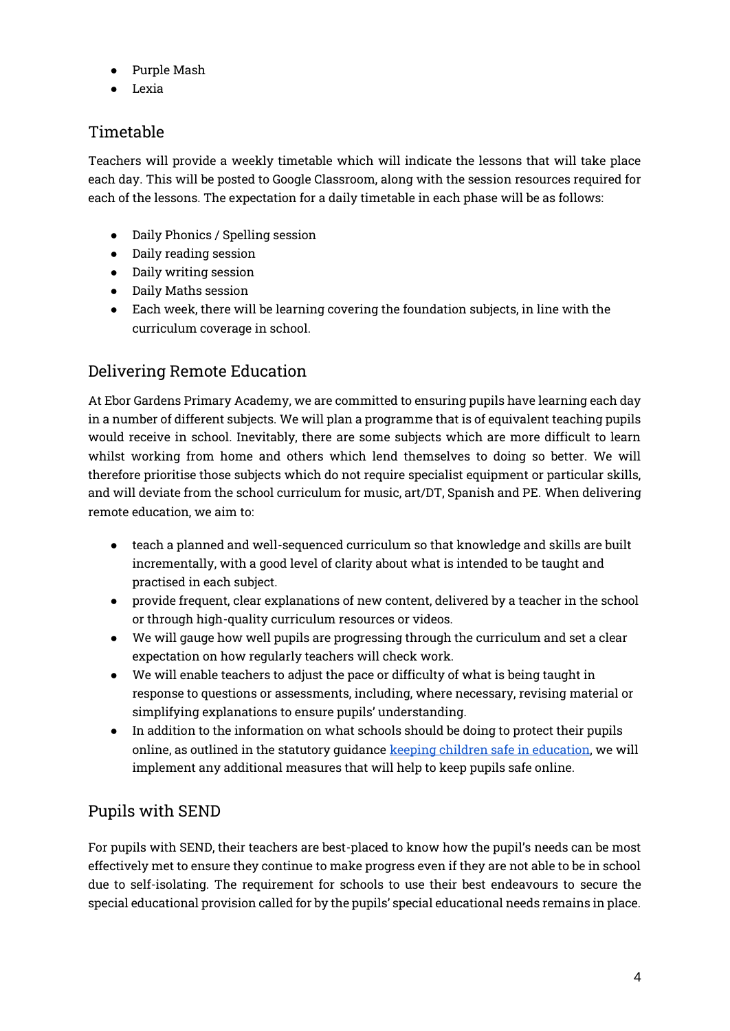- Purple Mash
- Lexia

## Timetable

Teachers will provide a weekly timetable which will indicate the lessons that will take place each day. This will be posted to Google Classroom, along with the session resources required for each of the lessons. The expectation for a daily timetable in each phase will be as follows:

- Daily Phonics / Spelling session
- Daily reading session
- Daily writing session
- Daily Maths session
- Each week, there will be learning covering the foundation subjects, in line with the curriculum coverage in school.

## Delivering Remote Education

At Ebor Gardens Primary Academy, we are committed to ensuring pupils have learning each day in a number of different subjects. We will plan a programme that is of equivalent teaching pupils would receive in school. Inevitably, there are some subjects which are more difficult to learn whilst working from home and others which lend themselves to doing so better. We will therefore prioritise those subjects which do not require specialist equipment or particular skills, and will deviate from the school curriculum for music, art/DT, Spanish and PE. When delivering remote education, we aim to:

- teach a planned and well-sequenced curriculum so that knowledge and skills are built incrementally, with a good level of clarity about what is intended to be taught and practised in each subject.
- provide frequent, clear explanations of new content, delivered by a teacher in the school or through high-quality curriculum resources or videos.
- We will gauge how well pupils are progressing through the curriculum and set a clear expectation on how regularly teachers will check work.
- We will enable teachers to adjust the pace or difficulty of what is being taught in response to questions or assessments, including, where necessary, revising material or simplifying explanations to ensure pupils' understanding.
- In addition to the information on what schools should be doing to protect their pupils online, as outlined in the statutory guidance keeping children safe in education, we will implement any additional measures that will help to keep pupils safe online.

## Pupils with SEND

For pupils with SEND, their teachers are best-placed to know how the pupil's needs can be most effectively met to ensure they continue to make progress even if they are not able to be in school due to self-isolating. The requirement for schools to use their best endeavours to secure the special educational provision called for by the pupils' special educational needs remains in place.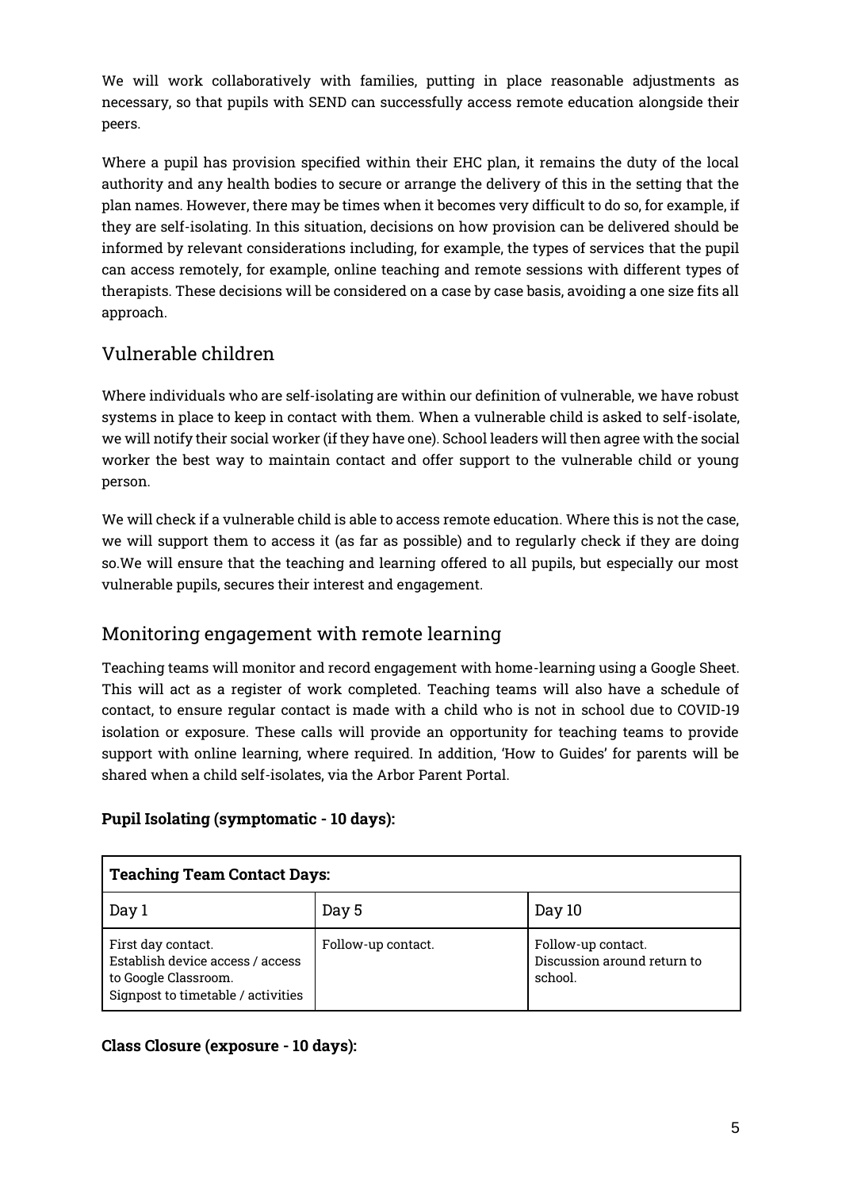We will work collaboratively with families, putting in place reasonable adjustments as necessary, so that pupils with SEND can successfully access remote education alongside their peers.

Where a pupil has provision specified within their EHC plan, it remains the duty of the local authority and any health bodies to secure or arrange the delivery of this in the setting that the plan names. However, there may be times when it becomes very difficult to do so, for example, if they are self-isolating. In this situation, decisions on how provision can be delivered should be informed by relevant considerations including, for example, the types of services that the pupil can access remotely, for example, online teaching and remote sessions with different types of therapists. These decisions will be considered on a case by case basis, avoiding a one size fits all approach.

## Vulnerable children

Where individuals who are self-isolating are within our definition of vulnerable, we have robust systems in place to keep in contact with them. When a vulnerable child is asked to self-isolate, we will notify their social worker (if they have one). School leaders will then agree with the social worker the best way to maintain contact and offer support to the vulnerable child or young person.

We will check if a vulnerable child is able to access remote education. Where this is not the case, we will support them to access it (as far as possible) and to regularly check if they are doing so.We will ensure that the teaching and learning offered to all pupils, but especially our most vulnerable pupils, secures their interest and engagement.

## Monitoring engagement with remote learning

Teaching teams will monitor and record engagement with home-learning using a Google Sheet. This will act as a register of work completed. Teaching teams will also have a schedule of contact, to ensure regular contact is made with a child who is not in school due to COVID-19 isolation or exposure. These calls will provide an opportunity for teaching teams to provide support with online learning, where required. In addition, 'How to Guides' for parents will be shared when a child self-isolates, via the Arbor Parent Portal.

**Pupil Isolating (symptomatic - 10 days):**

| **Teaching Team Contact Days:** | | |
|---|---|---|
| Day 1 | Day 5 | Day 10 |
| First day contact. Establish device access / access to Google Classroom. Signpost to timetable / activities | Follow-up contact. | Follow-up contact. Discussion around return to school. |

**Class Closure (exposure - 10 days):**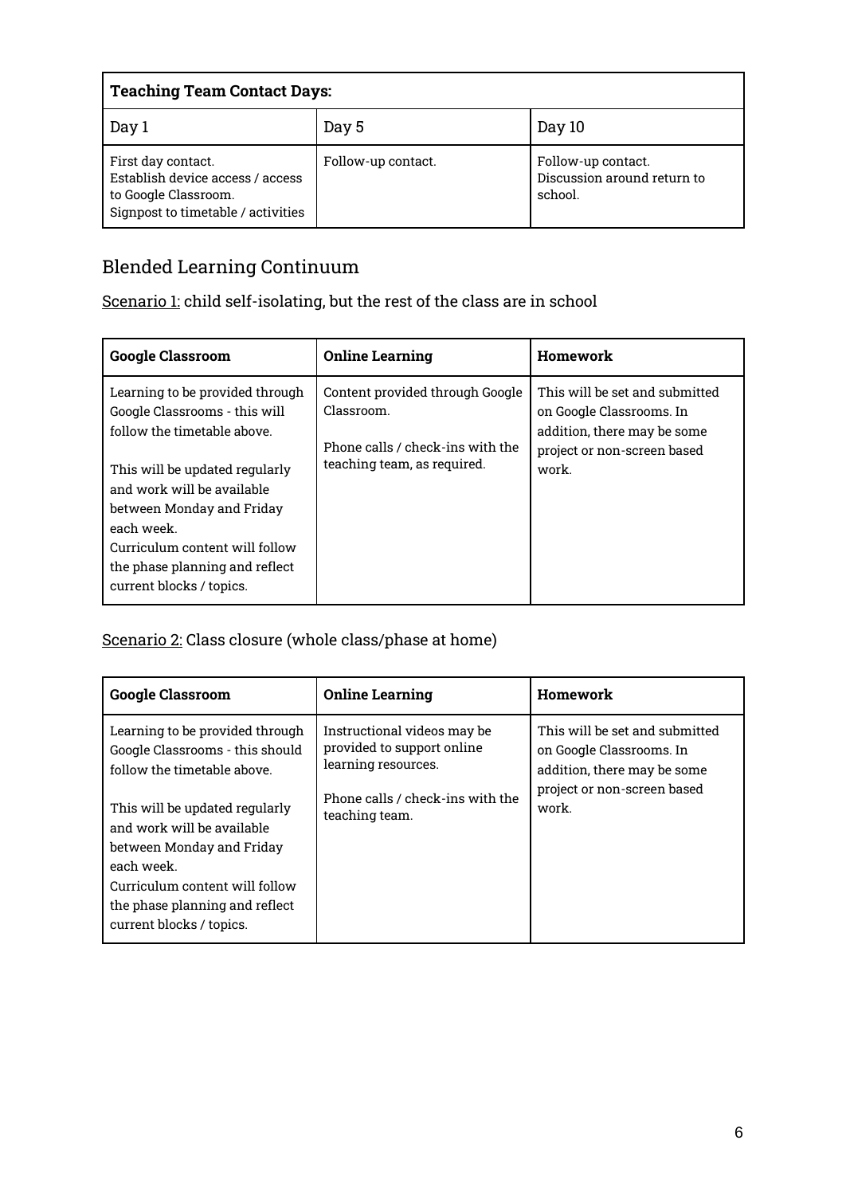| **Teaching Team Contact Days:** | | |
|---|---|---|
| Day 1 | Day 5 | Day 10 |
| First day contact. Establish device access / access to Google Classroom. Signpost to timetable / activities | Follow-up contact. | Follow-up contact. Discussion around return to school. |

## Blended Learning Continuum

Scenario 1: child self-isolating, but the rest of the class are in school

| **Google Classroom** | **Online Learning** | **Homework** |
|---|---|---|
| Learning to be provided through Google Classrooms - this will follow the timetable above.<br><br>This will be updated regularly and work will be available between Monday and Friday each week.<br>Curriculum content will follow the phase planning and reflect current blocks / topics. | Content provided through Google Classroom.<br><br>Phone calls / check-ins with the teaching team, as required. | This will be set and submitted on Google Classrooms. In addition, there may be some project or non-screen based work. |

Scenario 2: Class closure (whole class/phase at home)

| **Google Classroom** | **Online Learning** | **Homework** |
|---|---|---|
| Learning to be provided through Google Classrooms - this should follow the timetable above.<br><br>This will be updated regularly and work will be available between Monday and Friday each week.<br>Curriculum content will follow the phase planning and reflect current blocks / topics. | Instructional videos may be provided to support online learning resources.<br><br>Phone calls / check-ins with the teaching team. | This will be set and submitted on Google Classrooms. In addition, there may be some project or non-screen based work. |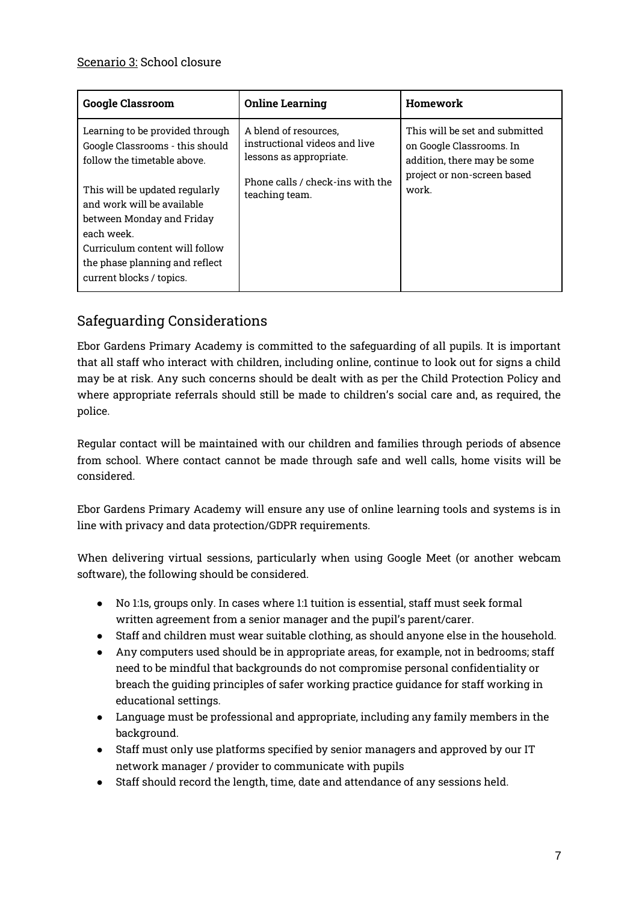Scenario 3: School closure

| Google Classroom | Online Learning | Homework |
|---|---|---|
| Learning to be provided through Google Classrooms - this should follow the timetable above.<br><br>This will be updated regularly and work will be available between Monday and Friday each week.<br>Curriculum content will follow the phase planning and reflect current blocks / topics. | A blend of resources, instructional videos and live lessons as appropriate.<br><br>Phone calls / check-ins with the teaching team. | This will be set and submitted on Google Classrooms. In addition, there may be some project or non-screen based work. |

## Safeguarding Considerations

Ebor Gardens Primary Academy is committed to the safeguarding of all pupils. It is important that all staff who interact with children, including online, continue to look out for signs a child may be at risk. Any such concerns should be dealt with as per the Child Protection Policy and where appropriate referrals should still be made to children's social care and, as required, the police.

Regular contact will be maintained with our children and families through periods of absence from school. Where contact cannot be made through safe and well calls, home visits will be considered.

Ebor Gardens Primary Academy will ensure any use of online learning tools and systems is in line with privacy and data protection/GDPR requirements.

When delivering virtual sessions, particularly when using Google Meet (or another webcam software), the following should be considered.

- No 1:1s, groups only. In cases where 1:1 tuition is essential, staff must seek formal written agreement from a senior manager and the pupil's parent/carer.
- Staff and children must wear suitable clothing, as should anyone else in the household.
- Any computers used should be in appropriate areas, for example, not in bedrooms; staff need to be mindful that backgrounds do not compromise personal confidentiality or breach the guiding principles of safer working practice guidance for staff working in educational settings.
- Language must be professional and appropriate, including any family members in the background.
- Staff must only use platforms specified by senior managers and approved by our IT network manager / provider to communicate with pupils
- Staff should record the length, time, date and attendance of any sessions held.